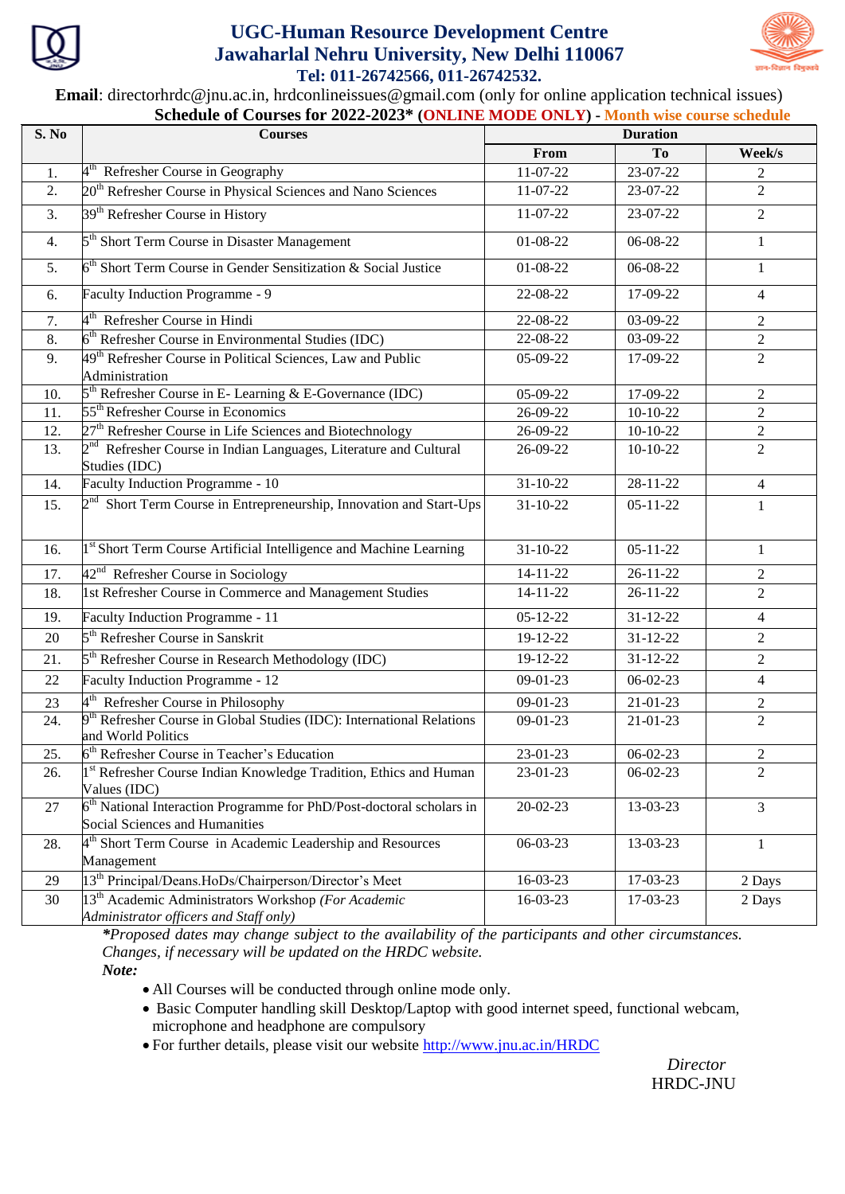# UGC-Human Resource Development Centre
# Jawaharlal Nehru University, New Delhi 110067
### Tel: 011-26742566, 011-26742532.

**Email**: directorhrdc@jnu.ac.in, hrdconlineissues@gmail.com (only for online application technical issues)

**Schedule of Courses for 2022-2023* (ONLINE MODE ONLY) - Month wise course schedule**

| S. No | Courses | Duration | | |
|---|---|---|---|---|
| | | From | To | Week/s |
| 1. | 4th Refresher Course in Geography | 11-07-22 | 23-07-22 | 2 |
| 2. | 20th Refresher Course in Physical Sciences and Nano Sciences | 11-07-22 | 23-07-22 | 2 |
| 3. | 39th Refresher Course in History | 11-07-22 | 23-07-22 | 2 |
| 4. | 5th Short Term Course in Disaster Management | 01-08-22 | 06-08-22 | 1 |
| 5. | 6th Short Term Course in Gender Sensitization & Social Justice | 01-08-22 | 06-08-22 | 1 |
| 6. | Faculty Induction Programme - 9 | 22-08-22 | 17-09-22 | 4 |
| 7. | 4th Refresher Course in Hindi | 22-08-22 | 03-09-22 | 2 |
| 8. | 6th Refresher Course in Environmental Studies (IDC) | 22-08-22 | 03-09-22 | 2 |
| 9. | 49th Refresher Course in Political Sciences, Law and Public Administration | 05-09-22 | 17-09-22 | 2 |
| 10. | 5th Refresher Course in E- Learning & E-Governance (IDC) | 05-09-22 | 17-09-22 | 2 |
| 11. | 55th Refresher Course in Economics | 26-09-22 | 10-10-22 | 2 |
| 12. | 27th Refresher Course in Life Sciences and Biotechnology | 26-09-22 | 10-10-22 | 2 |
| 13. | 2nd Refresher Course in Indian Languages, Literature and Cultural Studies (IDC) | 26-09-22 | 10-10-22 | 2 |
| 14. | Faculty Induction Programme - 10 | 31-10-22 | 28-11-22 | 4 |
| 15. | 2nd Short Term Course in Entrepreneurship, Innovation and Start-Ups | 31-10-22 | 05-11-22 | 1 |
| 16. | 1st Short Term Course Artificial Intelligence and Machine Learning | 31-10-22 | 05-11-22 | 1 |
| 17. | 42nd Refresher Course in Sociology | 14-11-22 | 26-11-22 | 2 |
| 18. | 1st Refresher Course in Commerce and Management Studies | 14-11-22 | 26-11-22 | 2 |
| 19. | Faculty Induction Programme - 11 | 05-12-22 | 31-12-22 | 4 |
| 20 | 5th Refresher Course in Sanskrit | 19-12-22 | 31-12-22 | 2 |
| 21. | 5th Refresher Course in Research Methodology (IDC) | 19-12-22 | 31-12-22 | 2 |
| 22 | Faculty Induction Programme - 12 | 09-01-23 | 06-02-23 | 4 |
| 23 | 4th Refresher Course in Philosophy | 09-01-23 | 21-01-23 | 2 |
| 24. | 9th Refresher Course in Global Studies (IDC): International Relations and World Politics | 09-01-23 | 21-01-23 | 2 |
| 25. | 6th Refresher Course in Teacher's Education | 23-01-23 | 06-02-23 | 2 |
| 26. | 1st Refresher Course Indian Knowledge Tradition, Ethics and Human Values (IDC) | 23-01-23 | 06-02-23 | 2 |
| 27 | 6th National Interaction Programme for PhD/Post-doctoral scholars in Social Sciences and Humanities | 20-02-23 | 13-03-23 | 3 |
| 28. | 4th Short Term Course in Academic Leadership and Resources Management | 06-03-23 | 13-03-23 | 1 |
| 29 | 13th Principal/Deans.HoDs/Chairperson/Director's Meet | 16-03-23 | 17-03-23 | 2 Days |
| 30 | 13th Academic Administrators Workshop *(For Academic Administrator officers and Staff only)* | 16-03-23 | 17-03-23 | 2 Days |

****Proposed dates may change subject to the availability of the participants and other circumstances. Changes, if necessary will be updated on the HRDC website.***

***Note:***

- All Courses will be conducted through online mode only.
- Basic Computer handling skill Desktop/Laptop with good internet speed, functional webcam, microphone and headphone are compulsory
- For further details, please visit our website http://www.jnu.ac.in/HRDC

*Director*
HRDC-JNU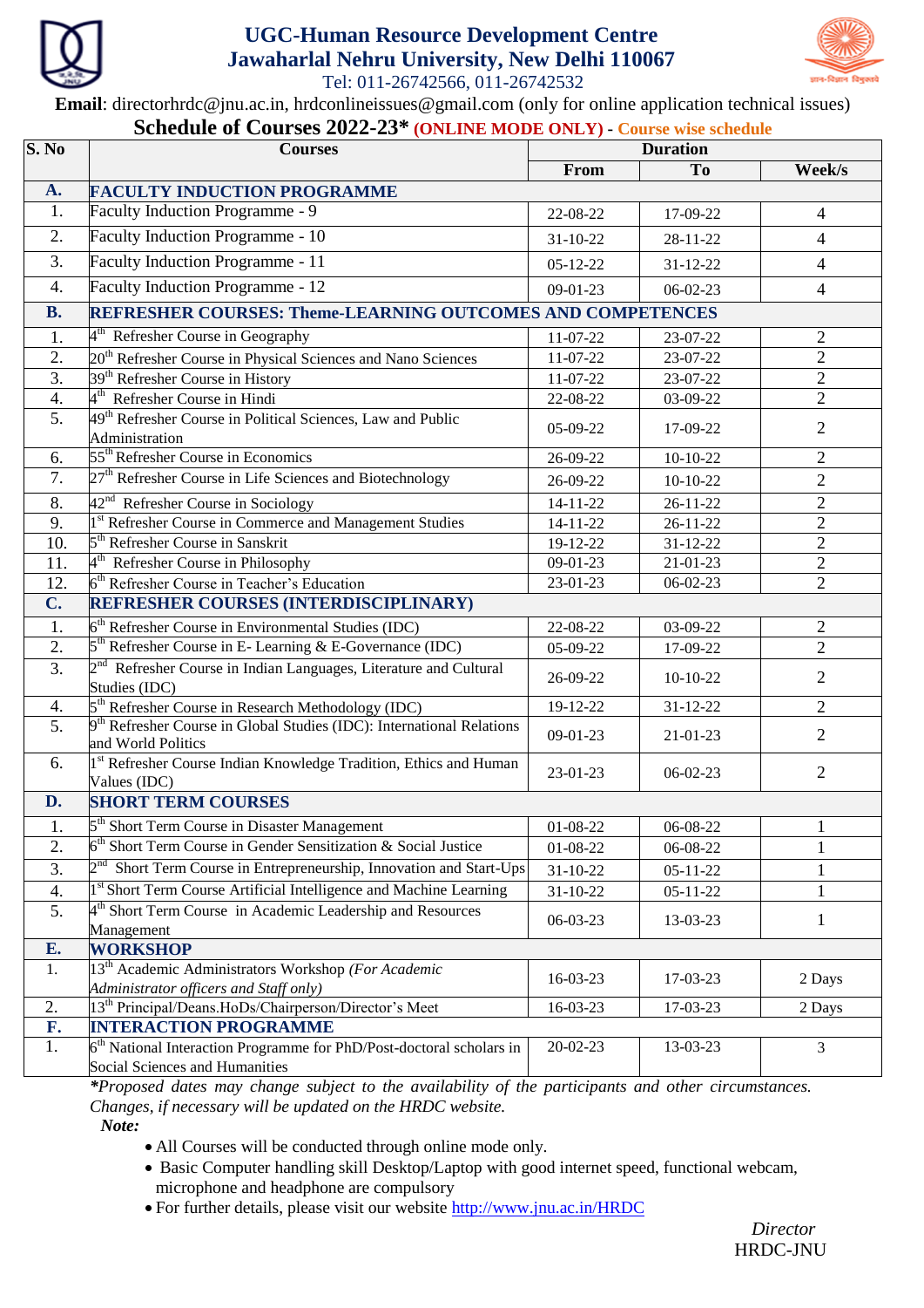# UGC-Human Resource Development Centre
# Jawaharlal Nehru University, New Delhi 110067

Tel: 011-26742566, 011-26742532

**Email**: directorhrdc@jnu.ac.in, hrdconlineissues@gmail.com (only for online application technical issues)

## Schedule of Courses 2022-23* (ONLINE MODE ONLY) - Course wise schedule

| S. No | Courses | Duration | | |
|---|---|---|---|---|
| | | From | To | Week/s |
| **A.** | **FACULTY INDUCTION PROGRAMME** | | | |
| 1. | Faculty Induction Programme - 9 | 22-08-22 | 17-09-22 | 4 |
| 2. | Faculty Induction Programme - 10 | 31-10-22 | 28-11-22 | 4 |
| 3. | Faculty Induction Programme - 11 | 05-12-22 | 31-12-22 | 4 |
| 4. | Faculty Induction Programme - 12 | 09-01-23 | 06-02-23 | 4 |
| **B.** | **REFRESHER COURSES: Theme-LEARNING OUTCOMES AND COMPETENCES** | | | |
| 1. | 4th Refresher Course in Geography | 11-07-22 | 23-07-22 | 2 |
| 2. | 20th Refresher Course in Physical Sciences and Nano Sciences | 11-07-22 | 23-07-22 | 2 |
| 3. | 39th Refresher Course in History | 11-07-22 | 23-07-22 | 2 |
| 4. | 4th Refresher Course in Hindi | 22-08-22 | 03-09-22 | 2 |
| 5. | 49th Refresher Course in Political Sciences, Law and Public Administration | 05-09-22 | 17-09-22 | 2 |
| 6. | 55th Refresher Course in Economics | 26-09-22 | 10-10-22 | 2 |
| 7. | 27th Refresher Course in Life Sciences and Biotechnology | 26-09-22 | 10-10-22 | 2 |
| 8. | 42nd Refresher Course in Sociology | 14-11-22 | 26-11-22 | 2 |
| 9. | 1st Refresher Course in Commerce and Management Studies | 14-11-22 | 26-11-22 | 2 |
| 10. | 5th Refresher Course in Sanskrit | 19-12-22 | 31-12-22 | 2 |
| 11. | 4th Refresher Course in Philosophy | 09-01-23 | 21-01-23 | 2 |
| 12. | 6th Refresher Course in Teacher's Education | 23-01-23 | 06-02-23 | 2 |
| **C.** | **REFRESHER COURSES (INTERDISCIPLINARY)** | | | |
| 1. | 6th Refresher Course in Environmental Studies (IDC) | 22-08-22 | 03-09-22 | 2 |
| 2. | 5th Refresher Course in E- Learning & E-Governance (IDC) | 05-09-22 | 17-09-22 | 2 |
| 3. | 2nd Refresher Course in Indian Languages, Literature and Cultural Studies (IDC) | 26-09-22 | 10-10-22 | 2 |
| 4. | 5th Refresher Course in Research Methodology (IDC) | 19-12-22 | 31-12-22 | 2 |
| 5. | 9th Refresher Course in Global Studies (IDC): International Relations and World Politics | 09-01-23 | 21-01-23 | 2 |
| 6. | 1st Refresher Course Indian Knowledge Tradition, Ethics and Human Values (IDC) | 23-01-23 | 06-02-23 | 2 |
| **D.** | **SHORT TERM COURSES** | | | |
| 1. | 5th Short Term Course in Disaster Management | 01-08-22 | 06-08-22 | 1 |
| 2. | 6th Short Term Course in Gender Sensitization & Social Justice | 01-08-22 | 06-08-22 | 1 |
| 3. | 2nd Short Term Course in Entrepreneurship, Innovation and Start-Ups | 31-10-22 | 05-11-22 | 1 |
| 4. | 1st Short Term Course Artificial Intelligence and Machine Learning | 31-10-22 | 05-11-22 | 1 |
| 5. | 4th Short Term Course in Academic Leadership and Resources Management | 06-03-23 | 13-03-23 | 1 |
| **E.** | **WORKSHOP** | | | |
| 1. | 13th Academic Administrators Workshop *(For Academic Administrator officers and Staff only)* | 16-03-23 | 17-03-23 | 2 Days |
| 2. | 13th Principal/Deans.HoDs/Chairperson/Director's Meet | 16-03-23 | 17-03-23 | 2 Days |
| **F.** | **INTERACTION PROGRAMME** | | | |
| 1. | 6th National Interaction Programme for PhD/Post-doctoral scholars in Social Sciences and Humanities | 20-02-23 | 13-03-23 | 3 |

*\*Proposed dates may change subject to the availability of the participants and other circumstances. Changes, if necessary will be updated on the HRDC website.*

***Note:***

- All Courses will be conducted through online mode only.
- Basic Computer handling skill Desktop/Laptop with good internet speed, functional webcam, microphone and headphone are compulsory
- For further details, please visit our website http://www.jnu.ac.in/HRDC

*Director*
HRDC-JNU